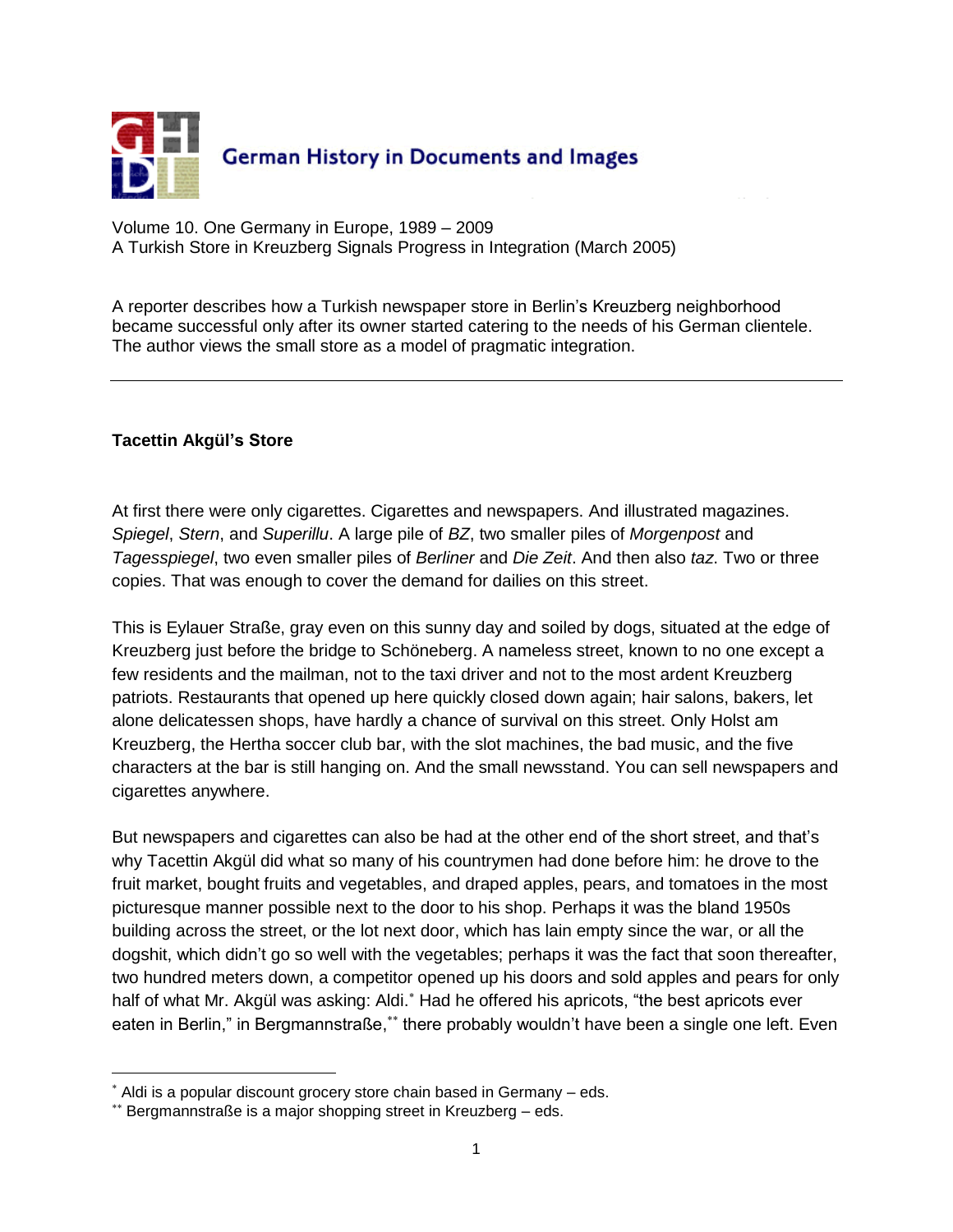German History in Documents and Images

Volume 10. One Germany in Europe, 1989 – 2009
A Turkish Store in Kreuzberg Signals Progress in Integration (March 2005)

A reporter describes how a Turkish newspaper store in Berlin's Kreuzberg neighborhood became successful only after its owner started catering to the needs of his German clientele. The author views the small store as a model of pragmatic integration.

---

**Tacettin Akgül's Store**

At first there were only cigarettes. Cigarettes and newspapers. And illustrated magazines. *Spiegel*, *Stern*, and *Superillu*. A large pile of *BZ*, two smaller piles of *Morgenpost* and *Tagesspiegel*, two even smaller piles of *Berliner* and *Die Zeit*. And then also *taz*. Two or three copies. That was enough to cover the demand for dailies on this street.

This is Eylauer Straße, gray even on this sunny day and soiled by dogs, situated at the edge of Kreuzberg just before the bridge to Schöneberg. A nameless street, known to no one except a few residents and the mailman, not to the taxi driver and not to the most ardent Kreuzberg patriots. Restaurants that opened up here quickly closed down again; hair salons, bakers, let alone delicatessen shops, have hardly a chance of survival on this street. Only Holst am Kreuzberg, the Hertha soccer club bar, with the slot machines, the bad music, and the five characters at the bar is still hanging on. And the small newsstand. You can sell newspapers and cigarettes anywhere.

But newspapers and cigarettes can also be had at the other end of the short street, and that's why Tacettin Akgül did what so many of his countrymen had done before him: he drove to the fruit market, bought fruits and vegetables, and draped apples, pears, and tomatoes in the most picturesque manner possible next to the door to his shop. Perhaps it was the bland 1950s building across the street, or the lot next door, which has lain empty since the war, or all the dogshit, which didn't go so well with the vegetables; perhaps it was the fact that soon thereafter, two hundred meters down, a competitor opened up his doors and sold apples and pears for only half of what Mr. Akgül was asking: Aldi.[*] Had he offered his apricots, "the best apricots ever eaten in Berlin," in Bergmannstraße,[**] there probably wouldn't have been a single one left. Even

---

[*] Aldi is a popular discount grocery store chain based in Germany – eds.

[**] Bergmannstraße is a major shopping street in Kreuzberg – eds.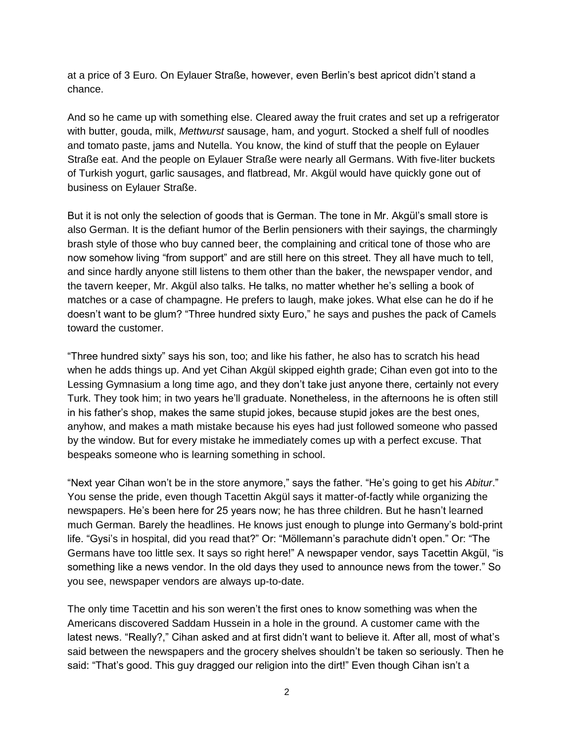at a price of 3 Euro. On Eylauer Straße, however, even Berlin's best apricot didn't stand a chance.

And so he came up with something else. Cleared away the fruit crates and set up a refrigerator with butter, gouda, milk, *Mettwurst* sausage, ham, and yogurt. Stocked a shelf full of noodles and tomato paste, jams and Nutella. You know, the kind of stuff that the people on Eylauer Straße eat. And the people on Eylauer Straße were nearly all Germans. With five-liter buckets of Turkish yogurt, garlic sausages, and flatbread, Mr. Akgül would have quickly gone out of business on Eylauer Straße.

But it is not only the selection of goods that is German. The tone in Mr. Akgül's small store is also German. It is the defiant humor of the Berlin pensioners with their sayings, the charmingly brash style of those who buy canned beer, the complaining and critical tone of those who are now somehow living "from support" and are still here on this street. They all have much to tell, and since hardly anyone still listens to them other than the baker, the newspaper vendor, and the tavern keeper, Mr. Akgül also talks. He talks, no matter whether he's selling a book of matches or a case of champagne. He prefers to laugh, make jokes. What else can he do if he doesn't want to be glum? "Three hundred sixty Euro," he says and pushes the pack of Camels toward the customer.

"Three hundred sixty" says his son, too; and like his father, he also has to scratch his head when he adds things up. And yet Cihan Akgül skipped eighth grade; Cihan even got into to the Lessing Gymnasium a long time ago, and they don't take just anyone there, certainly not every Turk. They took him; in two years he'll graduate. Nonetheless, in the afternoons he is often still in his father's shop, makes the same stupid jokes, because stupid jokes are the best ones, anyhow, and makes a math mistake because his eyes had just followed someone who passed by the window. But for every mistake he immediately comes up with a perfect excuse. That bespeaks someone who is learning something in school.

"Next year Cihan won't be in the store anymore," says the father. "He's going to get his *Abitur*." You sense the pride, even though Tacettin Akgül says it matter-of-factly while organizing the newspapers. He's been here for 25 years now; he has three children. But he hasn't learned much German. Barely the headlines. He knows just enough to plunge into Germany's bold-print life. "Gysi's in hospital, did you read that?" Or: "Möllemann's parachute didn't open." Or: "The Germans have too little sex. It says so right here!" A newspaper vendor, says Tacettin Akgül, "is something like a news vendor. In the old days they used to announce news from the tower." So you see, newspaper vendors are always up-to-date.

The only time Tacettin and his son weren't the first ones to know something was when the Americans discovered Saddam Hussein in a hole in the ground. A customer came with the latest news. "Really?," Cihan asked and at first didn't want to believe it. After all, most of what's said between the newspapers and the grocery shelves shouldn't be taken so seriously. Then he said: "That's good. This guy dragged our religion into the dirt!" Even though Cihan isn't a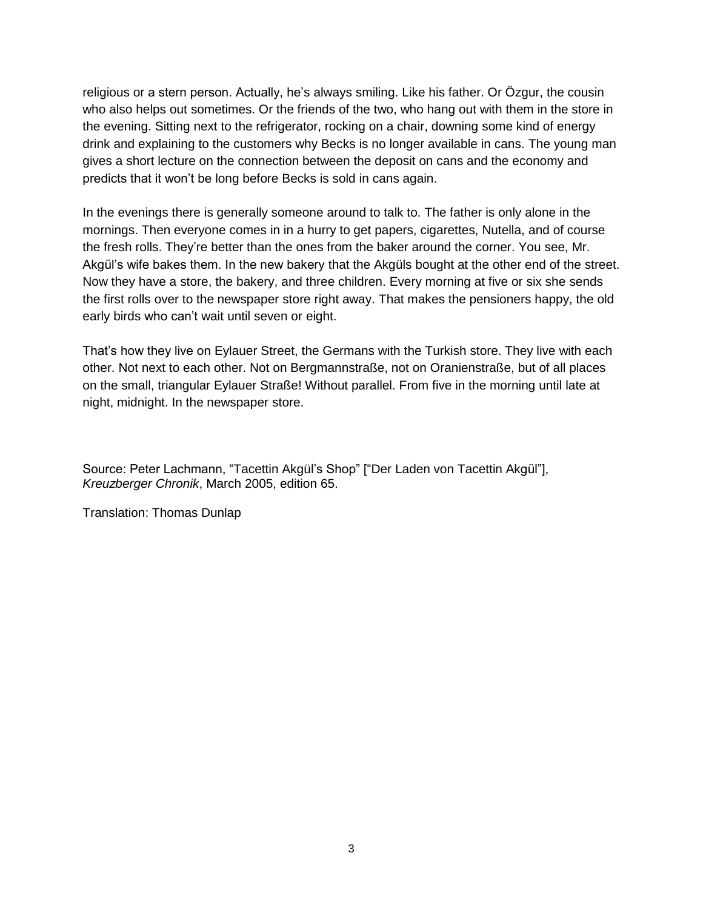religious or a stern person. Actually, he's always smiling. Like his father. Or Özgur, the cousin who also helps out sometimes. Or the friends of the two, who hang out with them in the store in the evening. Sitting next to the refrigerator, rocking on a chair, downing some kind of energy drink and explaining to the customers why Becks is no longer available in cans. The young man gives a short lecture on the connection between the deposit on cans and the economy and predicts that it won't be long before Becks is sold in cans again.

In the evenings there is generally someone around to talk to. The father is only alone in the mornings. Then everyone comes in in a hurry to get papers, cigarettes, Nutella, and of course the fresh rolls. They're better than the ones from the baker around the corner. You see, Mr. Akgül's wife bakes them. In the new bakery that the Akgüls bought at the other end of the street. Now they have a store, the bakery, and three children. Every morning at five or six she sends the first rolls over to the newspaper store right away. That makes the pensioners happy, the old early birds who can't wait until seven or eight.

That's how they live on Eylauer Street, the Germans with the Turkish store. They live with each other. Not next to each other. Not on Bergmannstraße, not on Oranienstraße, but of all places on the small, triangular Eylauer Straße! Without parallel. From five in the morning until late at night, midnight. In the newspaper store.

Source: Peter Lachmann, "Tacettin Akgül's Shop" ["Der Laden von Tacettin Akgül"], *Kreuzberger Chronik*, March 2005, edition 65.

Translation: Thomas Dunlap